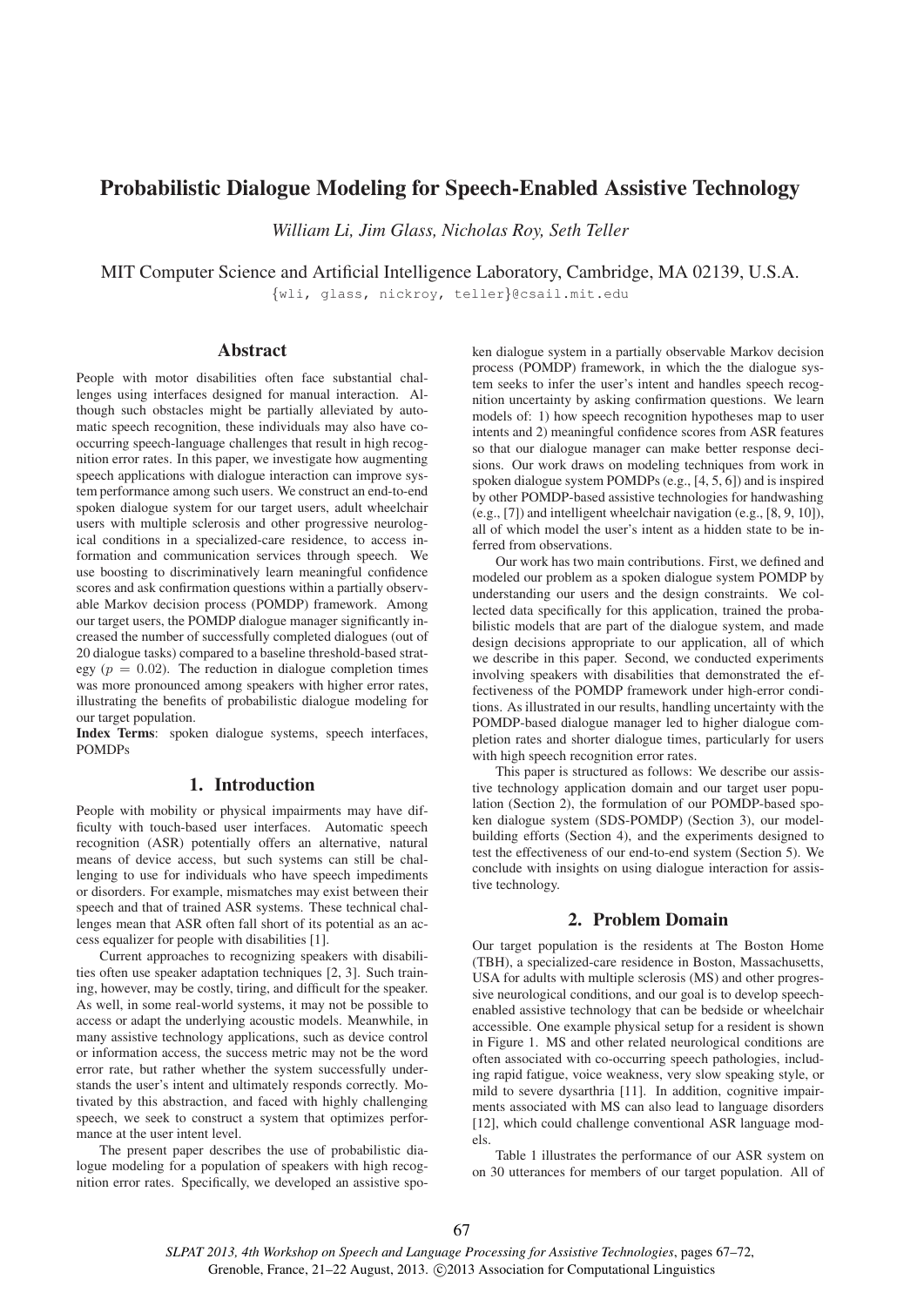# Probabilistic Dialogue Modeling for Speech-Enabled Assistive Technology

*William Li, Jim Glass, Nicholas Roy, Seth Teller*

MIT Computer Science and Artificial Intelligence Laboratory, Cambridge, MA 02139, U.S.A.

{wli, glass, nickroy, teller}@csail.mit.edu

## Abstract

People with motor disabilities often face substantial challenges using interfaces designed for manual interaction. Although such obstacles might be partially alleviated by automatic speech recognition, these individuals may also have co-occurring speech-language challenges that result in high recognition error rates. In this paper, we investigate how augmenting speech applications with dialogue interaction can improve system performance among such users. We construct an end-to-end spoken dialogue system for our target users, adult wheelchair users with multiple sclerosis and other progressive neurological conditions in a specialized-care residence, to access information and communication services through speech. We use boosting to discriminatively learn meaningful confidence scores and ask confirmation questions within a partially observable Markov decision process (POMDP) framework. Among our target users, the POMDP dialogue manager significantly increased the number of successfully completed dialogues (out of 20 dialogue tasks) compared to a baseline threshold-based strategy ($p = 0.02$). The reduction in dialogue completion times was more pronounced among speakers with higher error rates, illustrating the benefits of probabilistic dialogue modeling for our target population.

**Index Terms**: spoken dialogue systems, speech interfaces, POMDPs

## 1. Introduction

People with mobility or physical impairments may have difficulty with touch-based user interfaces. Automatic speech recognition (ASR) potentially offers an alternative, natural means of device access, but such systems can still be challenging to use for individuals who have speech impediments or disorders. For example, mismatches may exist between their speech and that of trained ASR systems. These technical challenges mean that ASR often fall short of its potential as an access equalizer for people with disabilities [1].

Current approaches to recognizing speakers with disabilities often use speaker adaptation techniques [2, 3]. Such training, however, may be costly, tiring, and difficult for the speaker. As well, in some real-world systems, it may not be possible to access or adapt the underlying acoustic models. Meanwhile, in many assistive technology applications, such as device control or information access, the success metric may not be the word error rate, but rather whether the system successfully understands the user's intent and ultimately responds correctly. Motivated by this abstraction, and faced with highly challenging speech, we seek to construct a system that optimizes performance at the user intent level.

The present paper describes the use of probabilistic dialogue modeling for a population of speakers with high recognition error rates. Specifically, we developed an assistive spoken dialogue system in a partially observable Markov decision process (POMDP) framework, in which the the dialogue system seeks to infer the user's intent and handles speech recognition uncertainty by asking confirmation questions. We learn models of: 1) how speech recognition hypotheses map to user intents and 2) meaningful confidence scores from ASR features so that our dialogue manager can make better response decisions. Our work draws on modeling techniques from work in spoken dialogue system POMDPs (e.g., [4, 5, 6]) and is inspired by other POMDP-based assistive technologies for handwashing (e.g., [7]) and intelligent wheelchair navigation (e.g., [8, 9, 10]), all of which model the user's intent as a hidden state to be inferred from observations.

Our work has two main contributions. First, we defined and modeled our problem as a spoken dialogue system POMDP by understanding our users and the design constraints. We collected data specifically for this application, trained the probabilistic models that are part of the dialogue system, and made design decisions appropriate to our application, all of which we describe in this paper. Second, we conducted experiments involving speakers with disabilities that demonstrated the effectiveness of the POMDP framework under high-error conditions. As illustrated in our results, handling uncertainty with the POMDP-based dialogue manager led to higher dialogue completion rates and shorter dialogue times, particularly for users with high speech recognition error rates.

This paper is structured as follows: We describe our assistive technology application domain and our target user population (Section 2), the formulation of our POMDP-based spoken dialogue system (SDS-POMDP) (Section 3), our model-building efforts (Section 4), and the experiments designed to test the effectiveness of our end-to-end system (Section 5). We conclude with insights on using dialogue interaction for assistive technology.

## 2. Problem Domain

Our target population is the residents at The Boston Home (TBH), a specialized-care residence in Boston, Massachusetts, USA for adults with multiple sclerosis (MS) and other progressive neurological conditions, and our goal is to develop speech-enabled assistive technology that can be bedside or wheelchair accessible. One example physical setup for a resident is shown in Figure 1. MS and other related neurological conditions are often associated with co-occurring speech pathologies, including rapid fatigue, voice weakness, very slow speaking style, or mild to severe dysarthria [11]. In addition, cognitive impairments associated with MS can also lead to language disorders [12], which could challenge conventional ASR language models.

Table 1 illustrates the performance of our ASR system on on 30 utterances for members of our target population. All of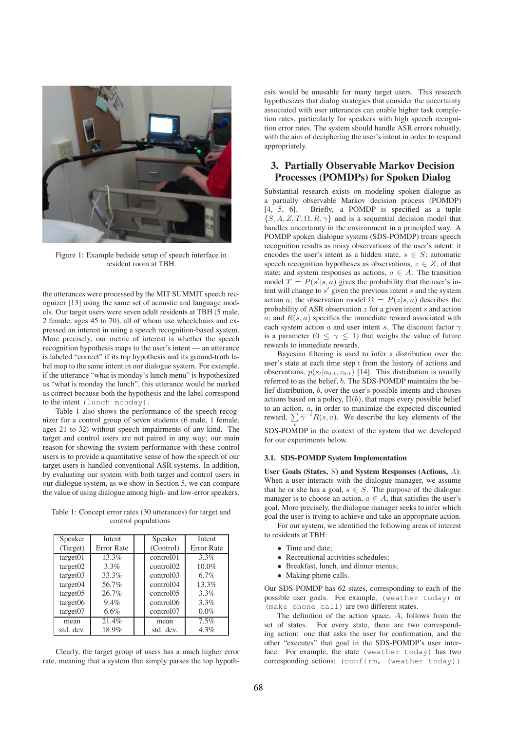Figure 1: Example bedside setup of speech interface in resident room at TBH.

the utterances were processed by the MIT SUMMIT speech recognizer [13] using the same set of acoustic and language models. Our target users were seven adult residents at TBH (5 male, 2 female, ages 45 to 70), all of whom use wheelchairs and expressed an interest in using a speech recognition-based system. More precisely, our metric of interest is whether the speech recognition hypothesis maps to the user's intent — an utterance is labeled "correct" if its top hypothesis and its ground-truth label map to the same intent in our dialogue system. For example, if the utterance "what is monday's lunch menu" is hypothesized as "what is monday the lunch", this utterance would be marked as correct because both the hypothesis and the label correspond to the intent `(lunch monday)`.

Table 1 also shows the performance of the speech recognizer for a control group of seven students (6 male, 1 female, ages 21 to 32) without speech impairments of any kind. The target and control users are not paired in any way; our main reason for showing the system performance with these control users is to provide a quantitative sense of how the speech of our target users is handled conventional ASR systems. In addition, by evaluating our system with both target and control users in our dialogue system, as we show in Section 5, we can compare the value of using dialogue among high- and low-error speakers.

Table 1: Concept error rates (30 utterances) for target and control populations

| Speaker (Target) | Intent Error Rate | | Speaker (Control) | Intent Error Rate |
|---|---|---|---|---|
| target01 | 13.3% | | control01 | 3.3% |
| target02 | 3.3% | | control02 | 10.0% |
| target03 | 33.3% | | control03 | 6.7% |
| target04 | 56.7% | | control04 | 13.3% |
| target05 | 26.7% | | control05 | 3.3% |
| target06 | 9.4% | | control06 | 3.3% |
| target07 | 6.6% | | control07 | 0.0% |
| mean | 21.4% | | mean | 7.5% |
| std. dev. | 18.9% | | std. dev. | 4.3% |

Clearly, the target group of users has a much higher error rate, meaning that a system that simply parses the top hypothesis would be unusable for many target users. This research hypothesizes that dialog strategies that consider the uncertainty associated with user utterances can enable higher task completion rates, particularly for speakers with high speech recognition error rates. The system should handle ASR errors robustly, with the aim of deciphering the user's intent in order to respond appropriately.

## 3. Partially Observable Markov Decision Processes (POMDPs) for Spoken Dialog

Substantial research exists on modeling spoken dialogue as a partially observable Markov decision process (POMDP) [4, 5, 6]. Briefly, a POMDP is specified as a tuple $\{S, A, Z, T, \Omega, R, \gamma\}$ and is a sequential decision model that handles uncertainty in the environment in a principled way. A POMDP spoken dialogue system (SDS-POMDP) treats speech recognition results as noisy observations of the user's intent: it encodes the user's intent as a hidden state, $s \in S$; automatic speech recognition hypotheses as observations, $z \in Z$, of that state; and system responses as actions, $a \in A$. The transition model $T = P(s'|s, a)$ gives the probability that the user's intent will change to $s'$ given the previous intent $s$ and the system action $a$; the observation model $\Omega = P(z|s, a)$ describes the probability of ASR observation $z$ for a given intent $s$ and action $a$; and $R(s, a)$ specifies the immediate reward associated with each system action $a$ and user intent $s$. The discount factor $\gamma$ is a parameter ($0 \leq \gamma \leq 1$) that weighs the value of future rewards to immediate rewards.

Bayesian filtering is used to infer a distribution over the user's state at each time step t from the history of actions and observations, $p(s_t|a_{0:t}, z_{0:t})$ [14]. This distribution is usually referred to as the belief, $b$. The SDS-POMDP maintains the belief distribution, $b$, over the user's possible intents and chooses actions based on a policy, $\Pi(b)$, that maps every possible belief to an action, $a$, in order to maximize the expected discounted reward, $\sum_t \gamma^{-t} R(s, a)$. We describe the key elements of the SDS-POMDP in the context of the system that we developed for our experiments below.

### 3.1. SDS-POMDP System Implementation

**User Goals (States, $S$) and System Responses (Actions, $A$):** When a user interacts with the dialogue manager, we assume that he or she has a goal, $s \in S$. The purpose of the dialogue manager is to choose an action, $a \in A$, that satisfies the user's goal. More precisely, the dialogue manager seeks to infer which goal the user is trying to achieve and take an appropriate action.

For our system, we identified the following areas of interest to residents at TBH:

- Time and date;
- Recreational activities schedules;
- Breakfast, lunch, and dinner menus;
- Making phone calls.

Our SDS-POMDP has 62 states, corresponding to each of the possible user goals. For example, `(weather today)` or `(make phone call)` are two different states.

The definition of the action space, $A$, follows from the set of states. For every state, there are two corresponding action: one that asks the user for confirmation, and the other "executes" that goal in the SDS-POMDP's user interface. For example, the state `(weather today)` has two corresponding actions: `(confirm, (weather today))`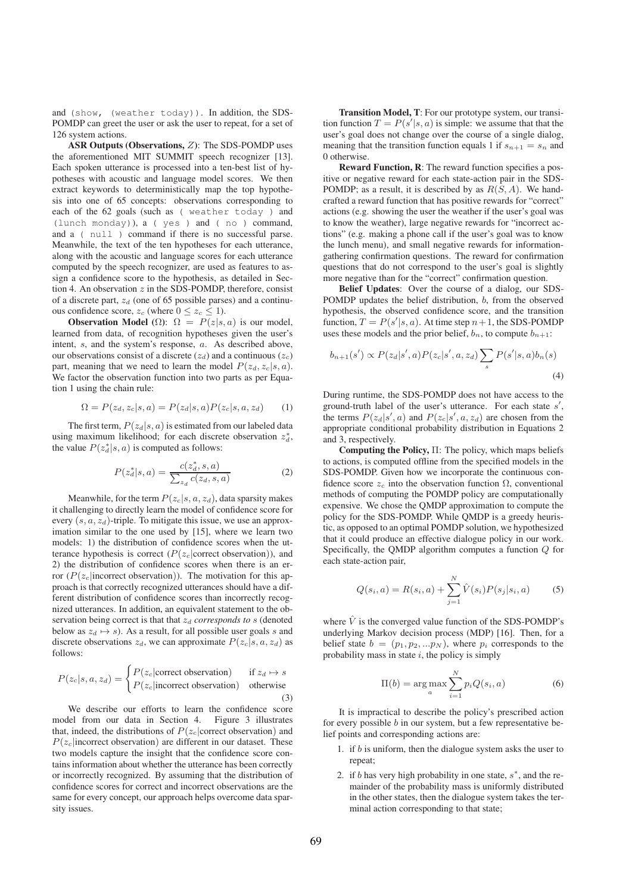and (show, (weather today)). In addition, the SDS-POMDP can greet the user or ask the user to repeat, for a set of 126 system actions.

**ASR Outputs (Observations, $Z$)**: The SDS-POMDP uses the aforementioned MIT SUMMIT speech recognizer [13]. Each spoken utterance is processed into a ten-best list of hypotheses with acoustic and language model scores. We then extract keywords to deterministically map the top hypothesis into one of 65 concepts: observations corresponding to each of the 62 goals (such as ( weather today ) and (lunch monday)), a ( yes ) and ( no ) command, and a ( null ) command if there is no successful parse. Meanwhile, the text of the ten hypotheses for each utterance, along with the acoustic and language scores for each utterance computed by the speech recognizer, are used as features to assign a confidence score to the hypothesis, as detailed in Section 4. An observation $z$ in the SDS-POMDP, therefore, consist of a discrete part, $z_d$ (one of 65 possible parses) and a continuous confidence score, $z_c$ (where $0 \leq z_c \leq 1$).

**Observation Model ($\Omega$)**: $\Omega = P(z|s,a)$ is our model, learned from data, of recognition hypotheses given the user's intent, $s$, and the system's response, $a$. As described above, our observations consist of a discrete ($z_d$) and a continuous ($z_c$) part, meaning that we need to learn the model $P(z_d, z_c|s,a)$. We factor the observation function into two parts as per Equation 1 using the chain rule:

$$\Omega = P(z_d, z_c|s,a) = P(z_d|s,a)P(z_c|s,a,z_d) \qquad (1)$$

The first term, $P(z_d|s,a)$ is estimated from our labeled data using maximum likelihood; for each discrete observation $z_d^*$, the value $P(z_d^*|s,a)$ is computed as follows:

$$P(z_d^*|s,a) = \frac{c(z_d^*, s, a)}{\sum_{z_d} c(z_d, s, a)} \qquad (2)$$

Meanwhile, for the term $P(z_c|s,a,z_d)$, data sparsity makes it challenging to directly learn the model of confidence score for every $(s,a,z_d)$-triple. To mitigate this issue, we use an approximation similar to the one used by [15], where we learn two models: 1) the distribution of confidence scores when the utterance hypothesis is correct ($P(z_c|\text{correct observation})$), and 2) the distribution of confidence scores when there is an error ($P(z_c|\text{incorrect observation})$). The motivation for this approach is that correctly recognized utterances should have a different distribution of confidence scores than incorrectly recognized utterances. In addition, an equivalent statement to the observation being correct is that $z_d$ *corresponds to* $s$ (denoted below as $z_d \mapsto s$). As a result, for all possible user goals $s$ and discrete observations $z_d$, we can approximate $P(z_c|s,a,z_d)$ as follows:

$$P(z_c|s,a,z_d) = \begin{cases} P(z_c|\text{correct observation}) & \text{if } z_d \mapsto s \\ P(z_c|\text{incorrect observation}) & \text{otherwise} \end{cases} \qquad (3)$$

We describe our efforts to learn the confidence score model from our data in Section 4. Figure 3 illustrates that, indeed, the distributions of $P(z_c|\text{correct observation})$ and $P(z_c|\text{incorrect observation})$ are different in our dataset. These two models capture the insight that the confidence score contains information about whether the utterance has been correctly or incorrectly recognized. By assuming that the distribution of confidence scores for correct and incorrect observations are the same for every concept, our approach helps overcome data sparsity issues.

**Transition Model, T**: For our prototype system, our transition function $T = P(s'|s,a)$ is simple: we assume that that the user's goal does not change over the course of a single dialog, meaning that the transition function equals 1 if $s_{n+1} = s_n$ and 0 otherwise.

**Reward Function, R**: The reward function specifies a positive or negative reward for each state-action pair in the SDS-POMDP; as a result, it is described by as $R(S,A)$. We handcrafted a reward function that has positive rewards for "correct" actions (e.g. showing the user the weather if the user's goal was to know the weather), large negative rewards for "incorrect actions" (e.g. making a phone call if the user's goal was to know the lunch menu), and small negative rewards for information-gathering confirmation questions. The reward for confirmation questions that do not correspond to the user's goal is slightly more negative than for the "correct" confirmation question.

**Belief Updates**: Over the course of a dialog, our SDS-POMDP updates the belief distribution, $b$, from the observed hypothesis, the observed confidence score, and the transition function, $T = P(s'|s,a)$. At time step $n+1$, the SDS-POMDP uses these models and the prior belief, $b_n$, to compute $b_{n+1}$:

$$b_{n+1}(s') \propto P(z_d|s',a)P(z_c|s',a,z_d)\sum_s P(s'|s,a)b_n(s) \qquad (4)$$

During runtime, the SDS-POMDP does not have access to the ground-truth label of the user's utterance. For each state $s'$, the terms $P(z_d|s',a)$ and $P(z_c|s',a,z_d)$ are chosen from the appropriate conditional probability distribution in Equations 2 and 3, respectively.

**Computing the Policy, $\Pi$**: The policy, which maps beliefs to actions, is computed offline from the specified models in the SDS-POMDP. Given how we incorporate the continuous confidence score $z_c$ into the observation function $\Omega$, conventional methods of computing the POMDP policy are computationally expensive. We chose the QMDP approximation to compute the policy for the SDS-POMDP. While QMDP is a greedy heuristic, as opposed to an optimal POMDP solution, we hypothesized that it could produce an effective dialogue policy in our work. Specifically, the QMDP algorithm computes a function $Q$ for each state-action pair,

$$Q(s_i,a) = R(s_i,a) + \sum_{j=1}^{N} \hat{V}(s_i)P(s_j|s_i,a) \qquad (5)$$

where $\hat{V}$ is the converged value function of the SDS-POMDP's underlying Markov decision process (MDP) [16]. Then, for a belief state $b = (p_1, p_2, ...p_N)$, where $p_i$ corresponds to the probability mass in state $i$, the policy is simply

$$\Pi(b) = \arg\max_a \sum_{i=1}^{N} p_i Q(s_i, a) \qquad (6)$$

It is impractical to describe the policy's prescribed action for every possible $b$ in our system, but a few representative belief points and corresponding actions are:

1. if $b$ is uniform, then the dialogue system asks the user to repeat;
2. if $b$ has very high probability in one state, $s^*$, and the remainder of the probability mass is uniformly distributed in the other states, then the dialogue system takes the terminal action corresponding to that state;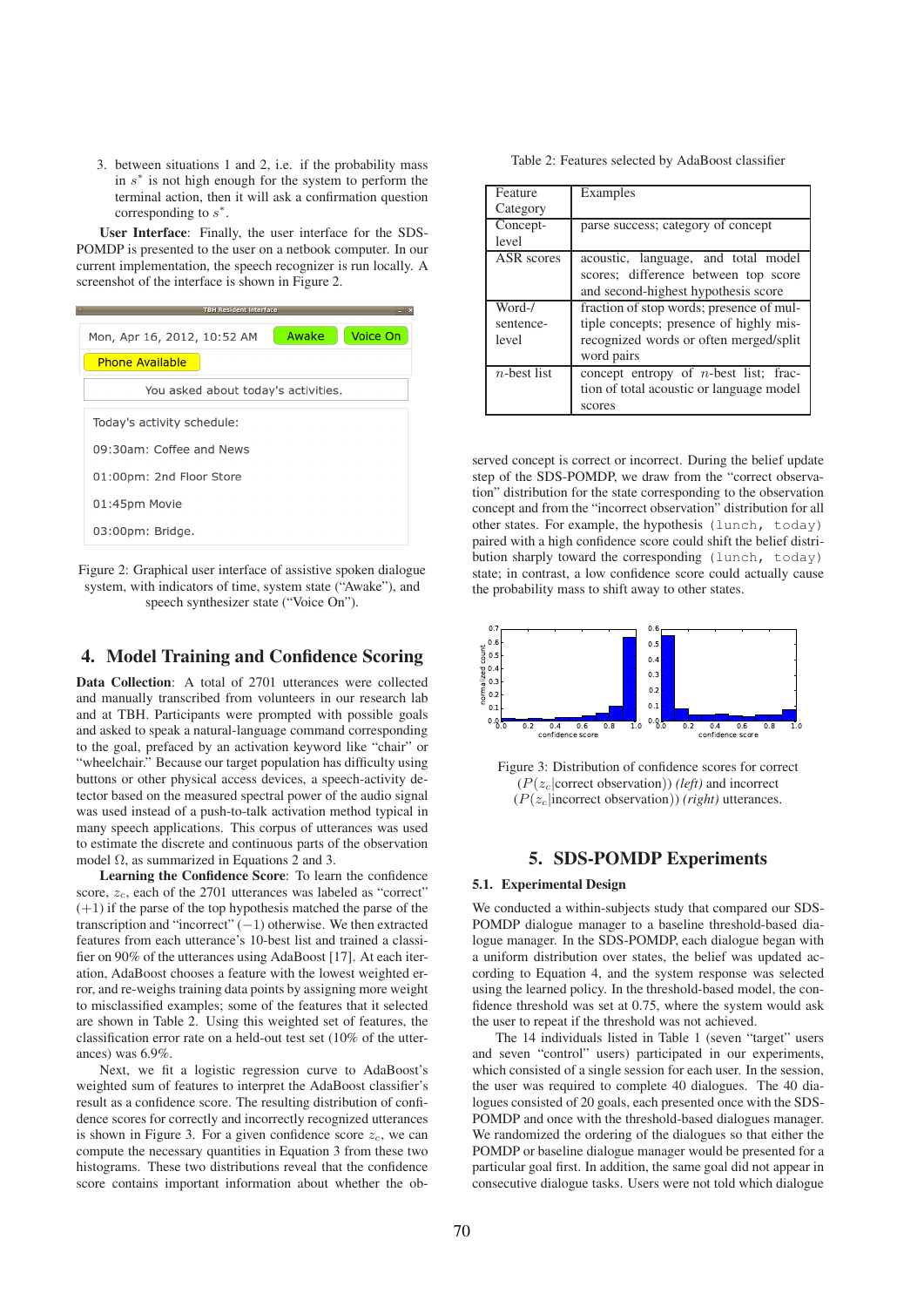3. between situations 1 and 2, i.e. if the probability mass in $s^*$ is not high enough for the system to perform the terminal action, then it will ask a confirmation question corresponding to $s^*$.

**User Interface**: Finally, the user interface for the SDS-POMDP is presented to the user on a netbook computer. In our current implementation, the speech recognizer is run locally. A screenshot of the interface is shown in Figure 2.

Figure 2: Graphical user interface of assistive spoken dialogue system, with indicators of time, system state ("Awake"), and speech synthesizer state ("Voice On").

## 4. Model Training and Confidence Scoring

**Data Collection**: A total of 2701 utterances were collected and manually transcribed from volunteers in our research lab and at TBH. Participants were prompted with possible goals and asked to speak a natural-language command corresponding to the goal, prefaced by an activation keyword like "chair" or "wheelchair." Because our target population has difficulty using buttons or other physical access devices, a speech-activity detector based on the measured spectral power of the audio signal was used instead of a push-to-talk activation method typical in many speech applications. This corpus of utterances was used to estimate the discrete and continuous parts of the observation model $\Omega$, as summarized in Equations 2 and 3.

**Learning the Confidence Score**: To learn the confidence score, $z_c$, each of the 2701 utterances was labeled as "correct" $(+1)$ if the parse of the top hypothesis matched the parse of the transcription and "incorrect" $(-1)$ otherwise. We then extracted features from each utterance's 10-best list and trained a classifier on 90% of the utterances using AdaBoost [17]. At each iteration, AdaBoost chooses a feature with the lowest weighted error, and re-weighs training data points by assigning more weight to misclassified examples; some of the features that it selected are shown in Table 2. Using this weighted set of features, the classification error rate on a held-out test set (10% of the utterances) was 6.9%.

Next, we fit a logistic regression curve to AdaBoost's weighted sum of features to interpret the AdaBoost classifier's result as a confidence score. The resulting distribution of confidence scores for correctly and incorrectly recognized utterances is shown in Figure 3. For a given confidence score $z_c$, we can compute the necessary quantities in Equation 3 from these two histograms. These two distributions reveal that the confidence score contains important information about whether the observed concept is correct or incorrect. During the belief update step of the SDS-POMDP, we draw from the "correct observation" distribution for the state corresponding to the observation concept and from the "incorrect observation" distribution for all other states. For example, the hypothesis `(lunch, today)` paired with a high confidence score could shift the belief distribution sharply toward the corresponding `(lunch, today)` state; in contrast, a low confidence score could actually cause the probability mass to shift away to other states.

Table 2: Features selected by AdaBoost classifier

| Feature Category | Examples |
|---|---|
| Concept-level | parse success; category of concept |
| ASR scores | acoustic, language, and total model scores; difference between top score and second-highest hypothesis score |
| Word-/sentence-level | fraction of stop words; presence of multiple concepts; presence of highly misrecognized words or often merged/split word pairs |
| $n$-best list | concept entropy of $n$-best list; fraction of total acoustic or language model scores |

Figure 3: Distribution of confidence scores for correct $(P(z_c|\text{correct observation}))$ *(left)* and incorrect $(P(z_c|\text{incorrect observation}))$ *(right)* utterances.

## 5. SDS-POMDP Experiments

### 5.1. Experimental Design

We conducted a within-subjects study that compared our SDS-POMDP dialogue manager to a baseline threshold-based dialogue manager. In the SDS-POMDP, each dialogue began with a uniform distribution over states, the belief was updated according to Equation 4, and the system response was selected using the learned policy. In the threshold-based model, the confidence threshold was set at 0.75, where the system would ask the user to repeat if the threshold was not achieved.

The 14 individuals listed in Table 1 (seven "target" users and seven "control" users) participated in our experiments, which consisted of a single session for each user. In the session, the user was required to complete 40 dialogues. The 40 dialogues consisted of 20 goals, each presented once with the SDS-POMDP and once with the threshold-based dialogues manager. We randomized the ordering of the dialogues so that either the POMDP or baseline dialogue manager would be presented for a particular goal first. In addition, the same goal did not appear in consecutive dialogue tasks. Users were not told which dialogue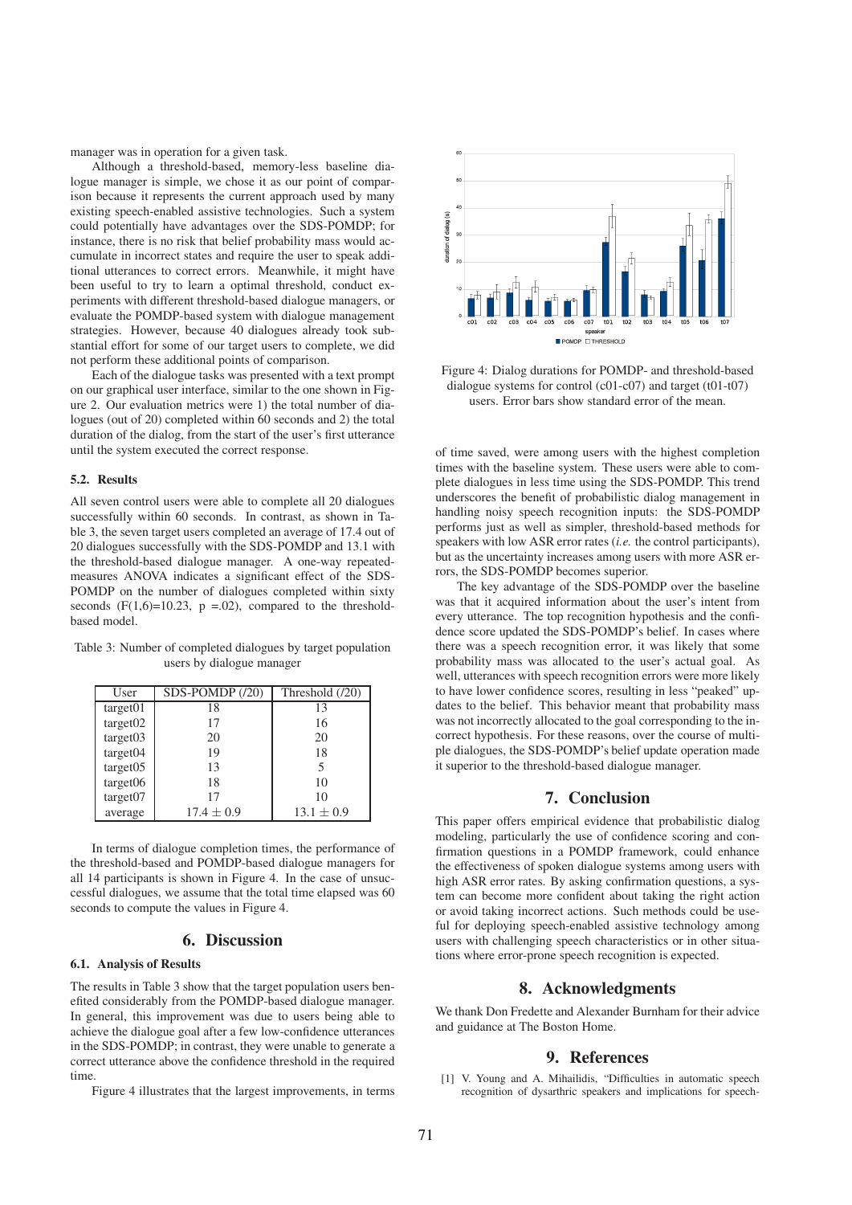manager was in operation for a given task.

Although a threshold-based, memory-less baseline dialogue manager is simple, we chose it as our point of comparison because it represents the current approach used by many existing speech-enabled assistive technologies. Such a system could potentially have advantages over the SDS-POMDP; for instance, there is no risk that belief probability mass would accumulate in incorrect states and require the user to speak additional utterances to correct errors. Meanwhile, it might have been useful to try to learn a optimal threshold, conduct experiments with different threshold-based dialogue managers, or evaluate the POMDP-based system with dialogue management strategies. However, because 40 dialogues already took substantial effort for some of our target users to complete, we did not perform these additional points of comparison.

Each of the dialogue tasks was presented with a text prompt on our graphical user interface, similar to the one shown in Figure 2. Our evaluation metrics were 1) the total number of dialogues (out of 20) completed within 60 seconds and 2) the total duration of the dialog, from the start of the user's first utterance until the system executed the correct response.

### 5.2. Results

All seven control users were able to complete all 20 dialogues successfully within 60 seconds. In contrast, as shown in Table 3, the seven target users completed an average of 17.4 out of 20 dialogues successfully with the SDS-POMDP and 13.1 with the threshold-based dialogue manager. A one-way repeated-measures ANOVA indicates a significant effect of the SDS-POMDP on the number of dialogues completed within sixty seconds ($F(1,6)=10.23$, $p = .02$), compared to the threshold-based model.

Table 3: Number of completed dialogues by target population users by dialogue manager

| User | SDS-POMDP (/20) | Threshold (/20) |
|---|---|---|
| target01 | 18 | 13 |
| target02 | 17 | 16 |
| target03 | 20 | 20 |
| target04 | 19 | 18 |
| target05 | 13 | 5 |
| target06 | 18 | 10 |
| target07 | 17 | 10 |
| average | $17.4 \pm 0.9$ | $13.1 \pm 0.9$ |

In terms of dialogue completion times, the performance of the threshold-based and POMDP-based dialogue managers for all 14 participants is shown in Figure 4. In the case of unsuccessful dialogues, we assume that the total time elapsed was 60 seconds to compute the values in Figure 4.

Figure 4: Dialog durations for POMDP- and threshold-based dialogue systems for control (c01-c07) and target (t01-t07) users. Error bars show standard error of the mean.

## 6. Discussion

### 6.1. Analysis of Results

The results in Table 3 show that the target population users benefited considerably from the POMDP-based dialogue manager. In general, this improvement was due to users being able to achieve the dialogue goal after a few low-confidence utterances in the SDS-POMDP; in contrast, they were unable to generate a correct utterance above the confidence threshold in the required time.

Figure 4 illustrates that the largest improvements, in terms of time saved, were among users with the highest completion times with the baseline system. These users were able to complete dialogues in less time using the SDS-POMDP. This trend underscores the benefit of probabilistic dialog management in handling noisy speech recognition inputs: the SDS-POMDP performs just as well as simpler, threshold-based methods for speakers with low ASR error rates (*i.e.* the control participants), but as the uncertainty increases among users with more ASR errors, the SDS-POMDP becomes superior.

The key advantage of the SDS-POMDP over the baseline was that it acquired information about the user's intent from every utterance. The top recognition hypothesis and the confidence score updated the SDS-POMDP's belief. In cases where there was a speech recognition error, it was likely that some probability mass was allocated to the user's actual goal. As well, utterances with speech recognition errors were more likely to have lower confidence scores, resulting in less "peaked" updates to the belief. This behavior meant that probability mass was not incorrectly allocated to the goal corresponding to the incorrect hypothesis. For these reasons, over the course of multiple dialogues, the SDS-POMDP's belief update operation made it superior to the threshold-based dialogue manager.

## 7. Conclusion

This paper offers empirical evidence that probabilistic dialog modeling, particularly the use of confidence scoring and confirmation questions in a POMDP framework, could enhance the effectiveness of spoken dialogue systems among users with high ASR error rates. By asking confirmation questions, a system can become more confident about taking the right action or avoid taking incorrect actions. Such methods could be useful for deploying speech-enabled assistive technology among users with challenging speech characteristics or in other situations where error-prone speech recognition is expected.

## 8. Acknowledgments

We thank Don Fredette and Alexander Burnham for their advice and guidance at The Boston Home.

## 9. References

[1] V. Young and A. Mihailidis, "Difficulties in automatic speech recognition of dysarthric speakers and implications for speech-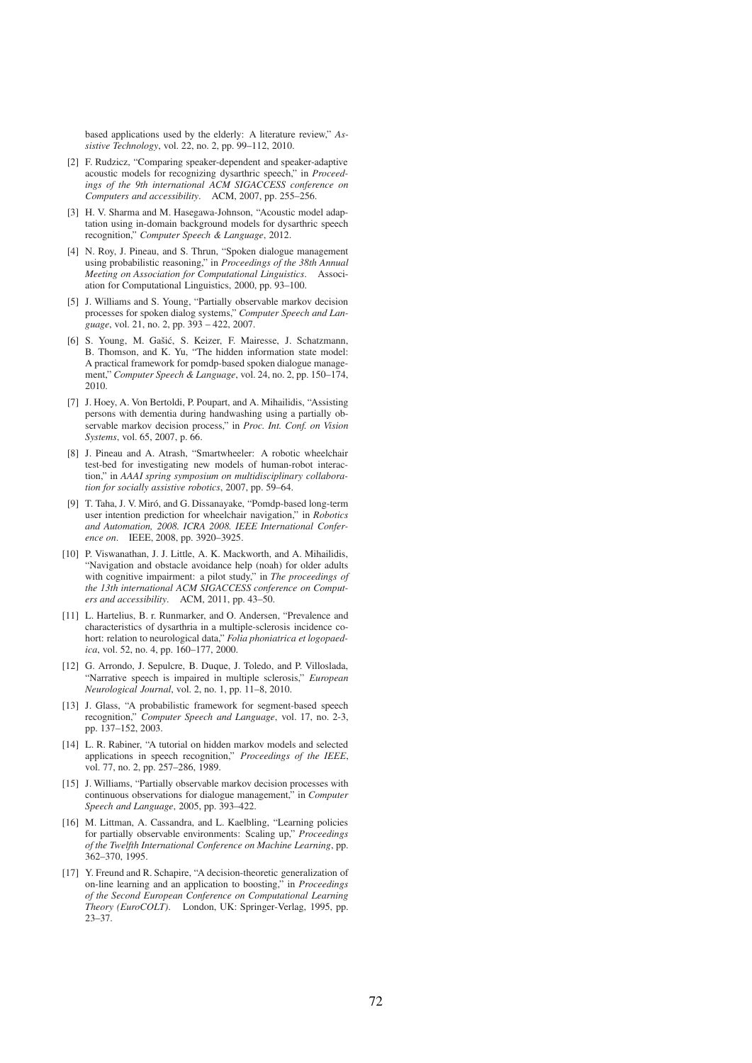based applications used by the elderly: A literature review," *Assistive Technology*, vol. 22, no. 2, pp. 99–112, 2010.

[2] F. Rudzicz, "Comparing speaker-dependent and speaker-adaptive acoustic models for recognizing dysarthric speech," in *Proceedings of the 9th international ACM SIGACCESS conference on Computers and accessibility*. ACM, 2007, pp. 255–256.

[3] H. V. Sharma and M. Hasegawa-Johnson, "Acoustic model adaptation using in-domain background models for dysarthric speech recognition," *Computer Speech & Language*, 2012.

[4] N. Roy, J. Pineau, and S. Thrun, "Spoken dialogue management using probabilistic reasoning," in *Proceedings of the 38th Annual Meeting on Association for Computational Linguistics*. Association for Computational Linguistics, 2000, pp. 93–100.

[5] J. Williams and S. Young, "Partially observable markov decision processes for spoken dialog systems," *Computer Speech and Language*, vol. 21, no. 2, pp. 393 – 422, 2007.

[6] S. Young, M. Gašić, S. Keizer, F. Mairesse, J. Schatzmann, B. Thomson, and K. Yu, "The hidden information state model: A practical framework for pomdp-based spoken dialogue management," *Computer Speech & Language*, vol. 24, no. 2, pp. 150–174, 2010.

[7] J. Hoey, A. Von Bertoldi, P. Poupart, and A. Mihailidis, "Assisting persons with dementia during handwashing using a partially observable markov decision process," in *Proc. Int. Conf. on Vision Systems*, vol. 65, 2007, p. 66.

[8] J. Pineau and A. Atrash, "Smartwheeler: A robotic wheelchair test-bed for investigating new models of human-robot interaction," in *AAAI spring symposium on multidisciplinary collaboration for socially assistive robotics*, 2007, pp. 59–64.

[9] T. Taha, J. V. Miró, and G. Dissanayake, "Pomdp-based long-term user intention prediction for wheelchair navigation," in *Robotics and Automation, 2008. ICRA 2008. IEEE International Conference on*. IEEE, 2008, pp. 3920–3925.

[10] P. Viswanathan, J. J. Little, A. K. Mackworth, and A. Mihailidis, "Navigation and obstacle avoidance help (noah) for older adults with cognitive impairment: a pilot study," in *The proceedings of the 13th international ACM SIGACCESS conference on Computers and accessibility*. ACM, 2011, pp. 43–50.

[11] L. Hartelius, B. r. Runmarker, and O. Andersen, "Prevalence and characteristics of dysarthria in a multiple-sclerosis incidence cohort: relation to neurological data," *Folia phoniatrica et logopaedica*, vol. 52, no. 4, pp. 160–177, 2000.

[12] G. Arrondo, J. Sepulcre, B. Duque, J. Toledo, and P. Villoslada, "Narrative speech is impaired in multiple sclerosis," *European Neurological Journal*, vol. 2, no. 1, pp. 11–8, 2010.

[13] J. Glass, "A probabilistic framework for segment-based speech recognition," *Computer Speech and Language*, vol. 17, no. 2-3, pp. 137–152, 2003.

[14] L. R. Rabiner, "A tutorial on hidden markov models and selected applications in speech recognition," *Proceedings of the IEEE*, vol. 77, no. 2, pp. 257–286, 1989.

[15] J. Williams, "Partially observable markov decision processes with continuous observations for dialogue management," in *Computer Speech and Language*, 2005, pp. 393–422.

[16] M. Littman, A. Cassandra, and L. Kaelbling, "Learning policies for partially observable environments: Scaling up," *Proceedings of the Twelfth International Conference on Machine Learning*, pp. 362–370, 1995.

[17] Y. Freund and R. Schapire, "A decision-theoretic generalization of on-line learning and an application to boosting," in *Proceedings of the Second European Conference on Computational Learning Theory (EuroCOLT)*. London, UK: Springer-Verlag, 1995, pp. 23–37.